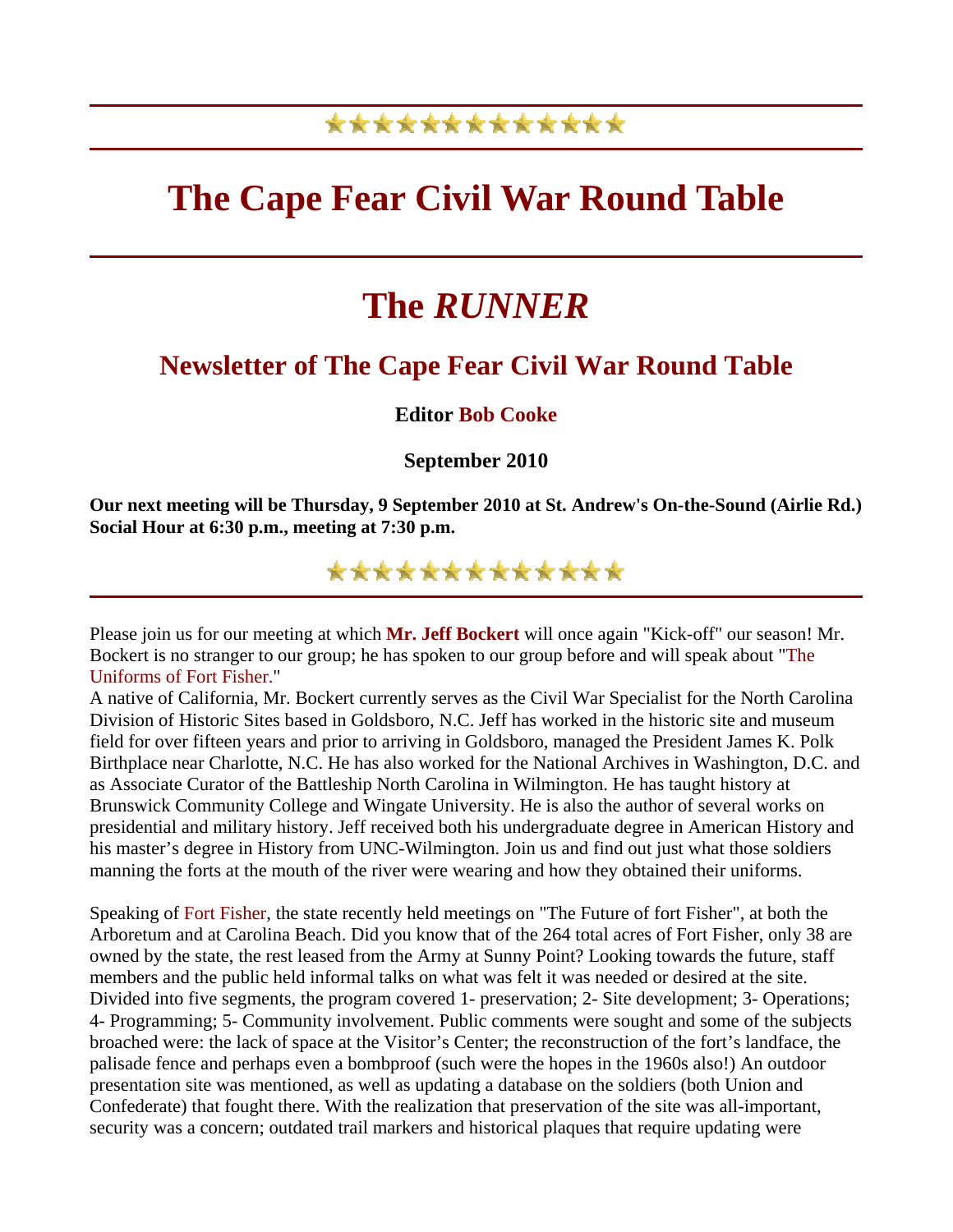# The Cape Fear Civil War Round Table

# The *RUNNER*

## Newsletter of The Cape Fear Civil War Round Table

**Editor Bob Cooke**

**September 2010**

**Our next meeting will be Thursday, 9 September 2010 at St. Andrew's On-the-Sound (Airlie Rd.) Social Hour at 6:30 p.m., meeting at 7:30 p.m.**

Please join us for our meeting at which **Mr. Jeff Bockert** will once again "Kick-off" our season! Mr. Bockert is no stranger to our group; he has spoken to our group before and will speak about "The Uniforms of Fort Fisher."
A native of California, Mr. Bockert currently serves as the Civil War Specialist for the North Carolina Division of Historic Sites based in Goldsboro, N.C. Jeff has worked in the historic site and museum field for over fifteen years and prior to arriving in Goldsboro, managed the President James K. Polk Birthplace near Charlotte, N.C. He has also worked for the National Archives in Washington, D.C. and as Associate Curator of the Battleship North Carolina in Wilmington. He has taught history at Brunswick Community College and Wingate University. He is also the author of several works on presidential and military history. Jeff received both his undergraduate degree in American History and his master's degree in History from UNC-Wilmington. Join us and find out just what those soldiers manning the forts at the mouth of the river were wearing and how they obtained their uniforms.

Speaking of Fort Fisher, the state recently held meetings on "The Future of fort Fisher", at both the Arboretum and at Carolina Beach. Did you know that of the 264 total acres of Fort Fisher, only 38 are owned by the state, the rest leased from the Army at Sunny Point? Looking towards the future, staff members and the public held informal talks on what was felt it was needed or desired at the site. Divided into five segments, the program covered 1- preservation; 2- Site development; 3- Operations; 4- Programming; 5- Community involvement. Public comments were sought and some of the subjects broached were: the lack of space at the Visitor's Center; the reconstruction of the fort's landface, the palisade fence and perhaps even a bombproof (such were the hopes in the 1960s also!) An outdoor presentation site was mentioned, as well as updating a database on the soldiers (both Union and Confederate) that fought there. With the realization that preservation of the site was all-important, security was a concern; outdated trail markers and historical plaques that require updating were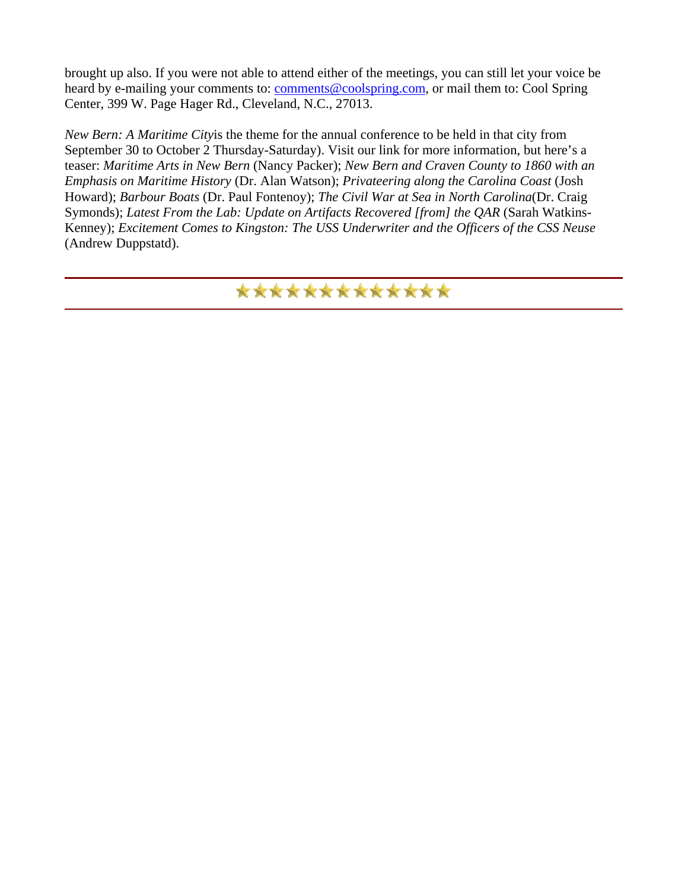brought up also. If you were not able to attend either of the meetings, you can still let your voice be heard by e-mailing your comments to: comments@coolspring.com, or mail them to: Cool Spring Center, 399 W. Page Hager Rd., Cleveland, N.C., 27013.

*New Bern: A Maritime City*is the theme for the annual conference to be held in that city from September 30 to October 2 Thursday-Saturday). Visit our link for more information, but here's a teaser: *Maritime Arts in New Bern* (Nancy Packer); *New Bern and Craven County to 1860 with an Emphasis on Maritime History* (Dr. Alan Watson); *Privateering along the Carolina Coast* (Josh Howard); *Barbour Boats* (Dr. Paul Fontenoy); *The Civil War at Sea in North Carolina*(Dr. Craig Symonds); *Latest From the Lab: Update on Artifacts Recovered [from] the QAR* (Sarah Watkins-Kenney); *Excitement Comes to Kingston: The USS Underwriter and the Officers of the CSS Neuse* (Andrew Duppstadt).

---